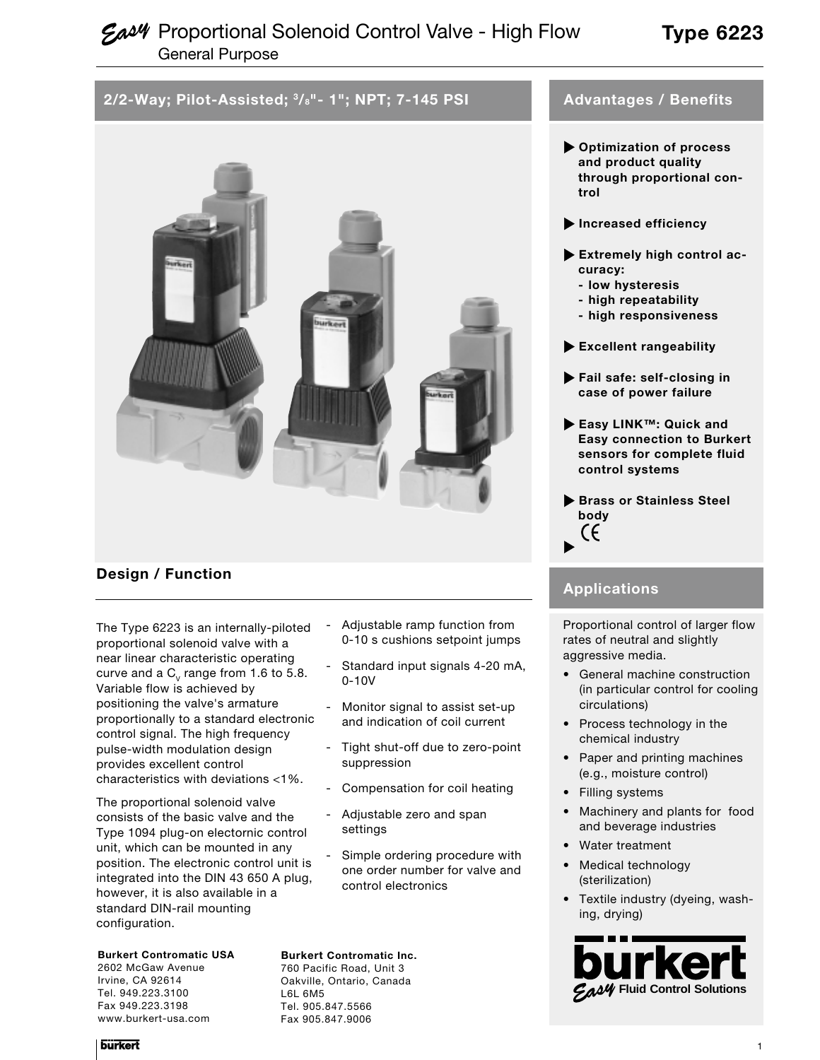# *Easy* Proportional Solenoid Control Valve - High Flow

General Purpose

**Type 6223**

## 2/2-Way; Pilot-Assisted; 3/8"- 1"; NPT; 7-145 PSI

## Design / Function

The Type 6223 is an internally-piloted proportional solenoid valve with a near linear characteristic operating curve and a $C_v$ range from 1.6 to 5.8. Variable flow is achieved by positioning the valve's armature proportionally to a standard electronic control signal. The high frequency pulse-width modulation design provides excellent control characteristics with deviations <1%.

The proportional solenoid valve consists of the basic valve and the Type 1094 plug-on electornic control unit, which can be mounted in any position. The electronic control unit is integrated into the DIN 43 650 A plug, however, it is also available in a standard DIN-rail mounting configuration.

- Adjustable ramp function from 0-10 s cushions setpoint jumps
- Standard input signals 4-20 mA, 0-10V
- Monitor signal to assist set-up and indication of coil current
- Tight shut-off due to zero-point suppression
- Compensation for coil heating
- Adjustable zero and span settings
- Simple ordering procedure with one order number for valve and control electronics

## Advantages / Benefits

- **Optimization of process and product quality through proportional control**
- **Increased efficiency**
- **Extremely high control accuracy:**
  - **low hysteresis**
  - **high repeatability**
  - **high responsiveness**
- **Excellent rangeability**
- **Fail safe: self-closing in case of power failure**
- **Easy LINK™: Quick and Easy connection to Burkert sensors for complete fluid control systems**
- **Brass or Stainless Steel body**
- CE

## Applications

Proportional control of larger flow rates of neutral and slightly aggressive media.

- General machine construction (in particular control for cooling circulations)
- Process technology in the chemical industry
- Paper and printing machines (e.g., moisture control)
- Filling systems
- Machinery and plants for food and beverage industries
- Water treatment
- Medical technology (sterilization)
- Textile industry (dyeing, washing, drying)

**Burkert Contromatic USA**
2602 McGaw Avenue
Irvine, CA 92614
Tel. 949.223.3100
Fax 949.223.3198
www.burkert-usa.com

**Burkert Contromatic Inc.**
760 Pacific Road, Unit 3
Oakville, Ontario, Canada
L6L 6M5
Tel. 905.847.5566
Fax 905.847.9006

bürkert
*Easy* Fluid Control Solutions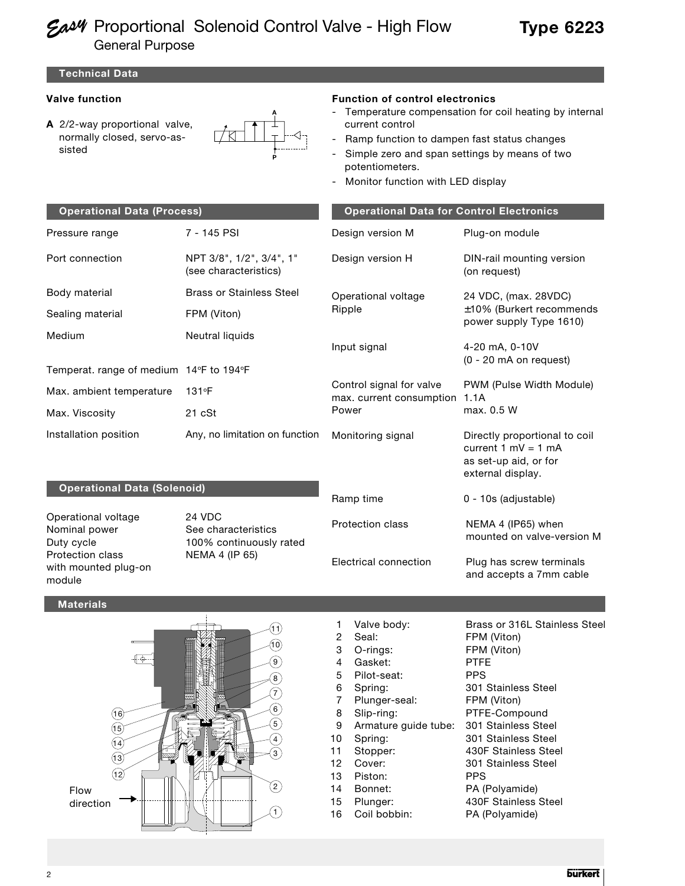# *Easy* Proportional Solenoid Control Valve - High Flow
General Purpose

**Type 6223**

## Technical Data

### Valve function

**A** 2/2-way proportional valve, normally closed, servo-assisted

### Function of control electronics

- Temperature compensation for coil heating by internal current control
- Ramp function to dampen fast status changes
- Simple zero and span settings by means of two potentiometers.
- Monitor function with LED display

## Operational Data (Process)

| | |
|---|---|
| Pressure range | 7 - 145 PSI |
| Port connection | NPT 3/8", 1/2", 3/4", 1" (see characteristics) |
| Body material | Brass or Stainless Steel |
| Sealing material | FPM (Viton) |
| Medium | Neutral liquids |
| Temperat. range of medium | 14°F to 194°F |
| Max. ambient temperature | 131°F |
| Max. Viscosity | 21 cSt |
| Installation position | Any, no limitation on function |

## Operational Data (Solenoid)

| | |
|---|---|
| Operational voltage | 24 VDC |
| Nominal power | See characteristics |
| Duty cycle | 100% continuously rated |
| Protection class with mounted plug-on module | NEMA 4 (IP 65) |

## Operational Data for Control Electronics

| | |
|---|---|
| Design version M | Plug-on module |
| Design version H | DIN-rail mounting version (on request) |
| Operational voltage | 24 VDC, (max. 28VDC) |
| Ripple | ±10% (Burkert recommends power supply Type 1610) |
| Input signal | 4-20 mA, 0-10V (0 - 20 mA on request) |
| Control signal for valve | PWM (Pulse Width Module) |
| max. current consumption | 1.1A |
| Power | max. 0.5 W |
| Monitoring signal | Directly proportional to coil current 1 mV = 1 mA as set-up aid, or for external display. |
| Ramp time | 0 - 10s (adjustable) |
| Protection class | NEMA 4 (IP65) when mounted on valve-version M |
| Electrical connection | Plug has screw terminals and accepts a 7mm cable |

## Materials

Flow direction

| No. | Part | Material |
|---|---|---|
| 1 | Valve body: | Brass or 316L Stainless Steel |
| 2 | Seal: | FPM (Viton) |
| 3 | O-rings: | FPM (Viton) |
| 4 | Gasket: | PTFE |
| 5 | Pilot-seat: | PPS |
| 6 | Spring: | 301 Stainless Steel |
| 7 | Plunger-seal: | FPM (Viton) |
| 8 | Slip-ring: | PTFE-Compound |
| 9 | Armature guide tube: | 301 Stainless Steel |
| 10 | Spring: | 301 Stainless Steel |
| 11 | Stopper: | 430F Stainless Steel |
| 12 | Cover: | 301 Stainless Steel |
| 13 | Piston: | PPS |
| 14 | Bonnet: | PA (Polyamide) |
| 15 | Plunger: | 430F Stainless Steel |
| 16 | Coil bobbin: | PA (Polyamide) |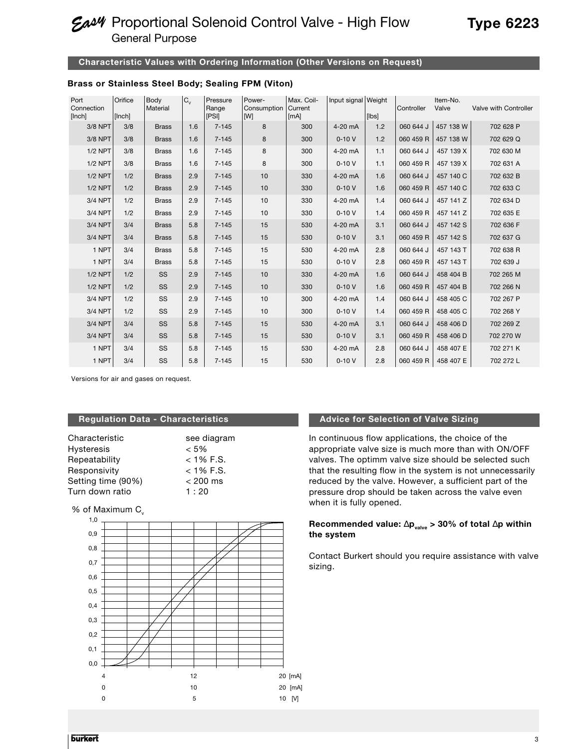# *Easy* Proportional Solenoid Control Valve - High Flow General Purpose

**Type 6223**

## Characteristic Values with Ordering Information (Other Versions on Request)

### Brass or Stainless Steel Body; Sealing FPM (Viton)

| Port Connection [Inch] | Orifice [Inch] | Body Material | $C_v$ | Pressure Range [PSI] | Power-Consumption [W] | Max. Coil-Current [mA] | Input signal | Weight [lbs] | Item-No. Controller | Valve | Valve with Controller |
|---|---|---|---|---|---|---|---|---|---|---|---|
| 3/8 NPT | 3/8 | Brass | 1.6 | 7-145 | 8 | 300 | 4-20 mA | 1.2 | 060 644 J | 457 138 W | 702 628 P |
| 3/8 NPT | 3/8 | Brass | 1.6 | 7-145 | 8 | 300 | 0-10 V | 1.2 | 060 459 R | 457 138 W | 702 629 Q |
| 1/2 NPT | 3/8 | Brass | 1.6 | 7-145 | 8 | 300 | 4-20 mA | 1.1 | 060 644 J | 457 139 X | 702 630 M |
| 1/2 NPT | 3/8 | Brass | 1.6 | 7-145 | 8 | 300 | 0-10 V | 1.1 | 060 459 R | 457 139 X | 702 631 A |
| 1/2 NPT | 1/2 | Brass | 2.9 | 7-145 | 10 | 330 | 4-20 mA | 1.6 | 060 644 J | 457 140 C | 702 632 B |
| 1/2 NPT | 1/2 | Brass | 2.9 | 7-145 | 10 | 330 | 0-10 V | 1.6 | 060 459 R | 457 140 C | 702 633 C |
| 3/4 NPT | 1/2 | Brass | 2.9 | 7-145 | 10 | 330 | 4-20 mA | 1.4 | 060 644 J | 457 141 Z | 702 634 D |
| 3/4 NPT | 1/2 | Brass | 2.9 | 7-145 | 10 | 330 | 0-10 V | 1.4 | 060 459 R | 457 141 Z | 702 635 E |
| 3/4 NPT | 3/4 | Brass | 5.8 | 7-145 | 15 | 530 | 4-20 mA | 3.1 | 060 644 J | 457 142 S | 702 636 F |
| 3/4 NPT | 3/4 | Brass | 5.8 | 7-145 | 15 | 530 | 0-10 V | 3.1 | 060 459 R | 457 142 S | 702 637 G |
| 1 NPT | 3/4 | Brass | 5.8 | 7-145 | 15 | 530 | 4-20 mA | 2.8 | 060 644 J | 457 143 T | 702 638 R |
| 1 NPT | 3/4 | Brass | 5.8 | 7-145 | 15 | 530 | 0-10 V | 2.8 | 060 459 R | 457 143 T | 702 639 J |
| 1/2 NPT | 1/2 | SS | 2.9 | 7-145 | 10 | 330 | 4-20 mA | 1.6 | 060 644 J | 458 404 B | 702 265 M |
| 1/2 NPT | 1/2 | SS | 2.9 | 7-145 | 10 | 330 | 0-10 V | 1.6 | 060 459 R | 457 404 B | 702 266 N |
| 3/4 NPT | 1/2 | SS | 2.9 | 7-145 | 10 | 300 | 4-20 mA | 1.4 | 060 644 J | 458 405 C | 702 267 P |
| 3/4 NPT | 1/2 | SS | 2.9 | 7-145 | 10 | 300 | 0-10 V | 1.4 | 060 459 R | 458 405 C | 702 268 Y |
| 3/4 NPT | 3/4 | SS | 5.8 | 7-145 | 15 | 530 | 4-20 mA | 3.1 | 060 644 J | 458 406 D | 702 269 Z |
| 3/4 NPT | 3/4 | SS | 5.8 | 7-145 | 15 | 530 | 0-10 V | 3.1 | 060 459 R | 458 406 D | 702 270 W |
| 1 NPT | 3/4 | SS | 5.8 | 7-145 | 15 | 530 | 4-20 mA | 2.8 | 060 644 J | 458 407 E | 702 271 K |
| 1 NPT | 3/4 | SS | 5.8 | 7-145 | 15 | 530 | 0-10 V | 2.8 | 060 459 R | 458 407 E | 702 272 L |

Versions for air and gases on request.

## Regulation Data - Characteristics

| | |
|---|---|
| Characteristic | see diagram |
| Hysteresis | < 5% |
| Repeatability | < 1% F.S. |
| Responsivity | < 1% F.S. |
| Setting time (90%) | < 200 ms |
| Turn down ratio | 1 : 20 |

% of Maximum $C_v$

1,0 / 0,9 / 0,8 / 0,7 / 0,6 / 0,5 / 0,4 / 0,3 / 0,2 / 0,1 / 0,0

4 — 12 — 20 [mA]
0 — 10 — 20 [mA]
0 — 5 — 10 [V]

## Advice for Selection of Valve Sizing

In continuous flow applications, the choice of the appropriate valve size is much more than with ON/OFF valves. The optimm valve size should be selected such that the resulting flow in the system is not unnecessarily reduced by the valve. However, a sufficient part of the pressure drop should be taken across the valve even when it is fully opened.

**Recommended value: $\Delta p_{valve}$ > 30% of total $\Delta p$ within the system**

Contact Burkert should you require assistance with valve sizing.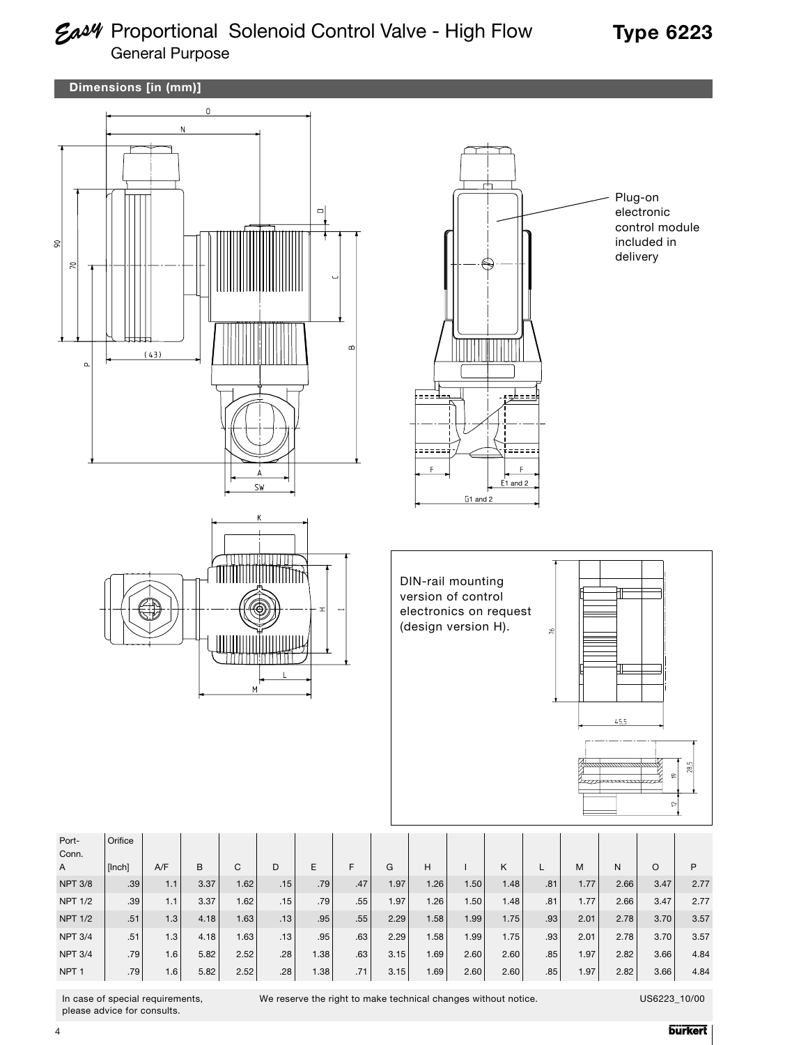# Easy Proportional Solenoid Control Valve - High Flow

General Purpose

**Type 6223**

## Dimensions [in (mm)]

Plug-on electronic control module included in delivery

DIN-rail mounting version of control electronics on request (design version H).

| Port-Conn. A | Orifice [Inch] | A/F | B | C | D | E | F | G | H | I | K | L | M | N | O | P |
|---|---|---|---|---|---|---|---|---|---|---|---|---|---|---|---|---|
| NPT 3/8 | .39 | 1.1 | 3.37 | 1.62 | .15 | .79 | .47 | 1.97 | 1.26 | 1.50 | 1.48 | .81 | 1.77 | 2.66 | 3.47 | 2.77 |
| NPT 1/2 | .39 | 1.1 | 3.37 | 1.62 | .15 | .79 | .55 | 1.97 | 1.26 | 1.50 | 1.48 | .81 | 1.77 | 2.66 | 3.47 | 2.77 |
| NPT 1/2 | .51 | 1.3 | 4.18 | 1.63 | .13 | .95 | .55 | 2.29 | 1.58 | 1.99 | 1.75 | .93 | 2.01 | 2.78 | 3.70 | 3.57 |
| NPT 3/4 | .51 | 1.3 | 4.18 | 1.63 | .13 | .95 | .63 | 2.29 | 1.58 | 1.99 | 1.75 | .93 | 2.01 | 2.78 | 3.70 | 3.57 |
| NPT 3/4 | .79 | 1.6 | 5.82 | 2.52 | .28 | 1.38 | .63 | 3.15 | 1.69 | 2.60 | 2.60 | .85 | 1.97 | 2.82 | 3.66 | 4.84 |
| NPT 1 | .79 | 1.6 | 5.82 | 2.52 | .28 | 1.38 | .71 | 3.15 | 1.69 | 2.60 | 2.60 | .85 | 1.97 | 2.82 | 3.66 | 4.84 |

In case of special requirements, please advice for consults.

We reserve the right to make technical changes without notice.

US6223_10/00